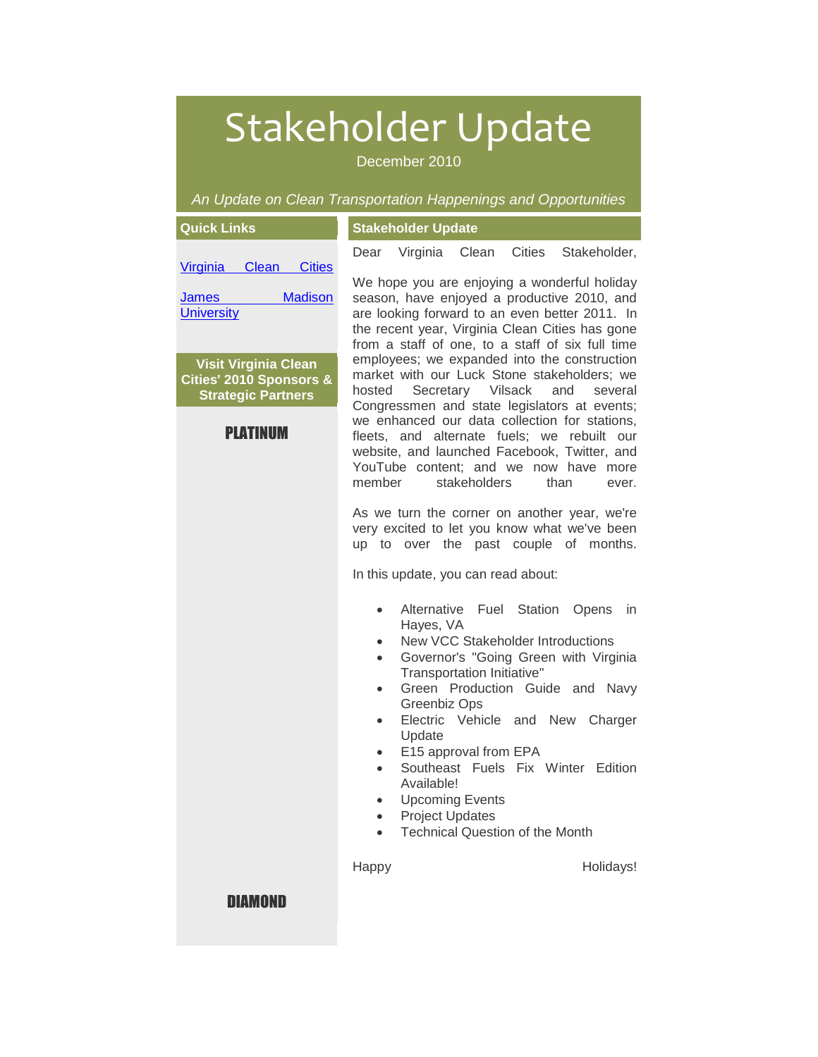# Stakeholder Update

December 2010

*An Update on Clean Transportation Happenings and Opportunities*

## Quick Links

Virginia Clean Cities

James Madison University

**Visit Virginia Clean Cities' 2010 Sponsors & Strategic Partners**

**PLATINUM**

**DIAMOND**

## Stakeholder Update

Dear Virginia Clean Cities Stakeholder,

We hope you are enjoying a wonderful holiday season, have enjoyed a productive 2010, and are looking forward to an even better 2011. In the recent year, Virginia Clean Cities has gone from a staff of one, to a staff of six full time employees; we expanded into the construction market with our Luck Stone stakeholders; we hosted Secretary Vilsack and several Congressmen and state legislators at events; we enhanced our data collection for stations, fleets, and alternate fuels; we rebuilt our website, and launched Facebook, Twitter, and YouTube content; and we now have more member stakeholders than ever.

As we turn the corner on another year, we're very excited to let you know what we've been up to over the past couple of months.

In this update, you can read about:

- Alternative Fuel Station Opens in Hayes, VA
- New VCC Stakeholder Introductions
- Governor's "Going Green with Virginia Transportation Initiative"
- Green Production Guide and Navy Greenbiz Ops
- Electric Vehicle and New Charger Update
- E15 approval from EPA
- Southeast Fuels Fix Winter Edition Available!
- Upcoming Events
- Project Updates
- Technical Question of the Month

Happy Holidays!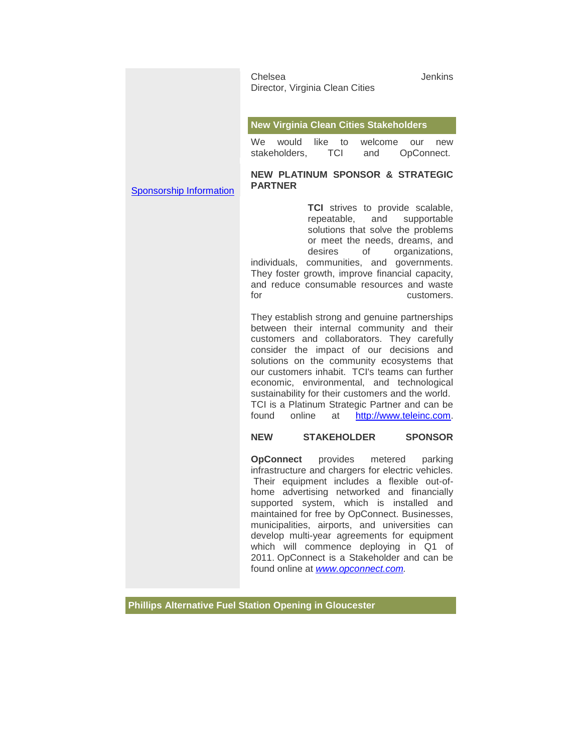Chelsea Jenkins
Director, Virginia Clean Cities

[Sponsorship Information](#)

## New Virginia Clean Cities Stakeholders

We would like to welcome our new stakeholders, TCI and OpConnect.

**NEW PLATINUM SPONSOR & STRATEGIC PARTNER**

**TCI** strives to provide scalable, repeatable, and supportable solutions that solve the problems or meet the needs, dreams, and desires of organizations, individuals, communities, and governments. They foster growth, improve financial capacity, and reduce consumable resources and waste for customers.

They establish strong and genuine partnerships between their internal community and their customers and collaborators. They carefully consider the impact of our decisions and solutions on the community ecosystems that our customers inhabit. TCI's teams can further economic, environmental, and technological sustainability for their customers and the world. TCI is a Platinum Strategic Partner and can be found online at [http://www.teleinc.com](http://www.teleinc.com).

**NEW STAKEHOLDER SPONSOR**

**OpConnect** provides metered parking infrastructure and chargers for electric vehicles. Their equipment includes a flexible out-of-home advertising networked and financially supported system, which is installed and maintained for free by OpConnect. Businesses, municipalities, airports, and universities can develop multi-year agreements for equipment which will commence deploying in Q1 of 2011. OpConnect is a Stakeholder and can be found online at *[www.opconnect.com](http://www.opconnect.com)*.

## Phillips Alternative Fuel Station Opening in Gloucester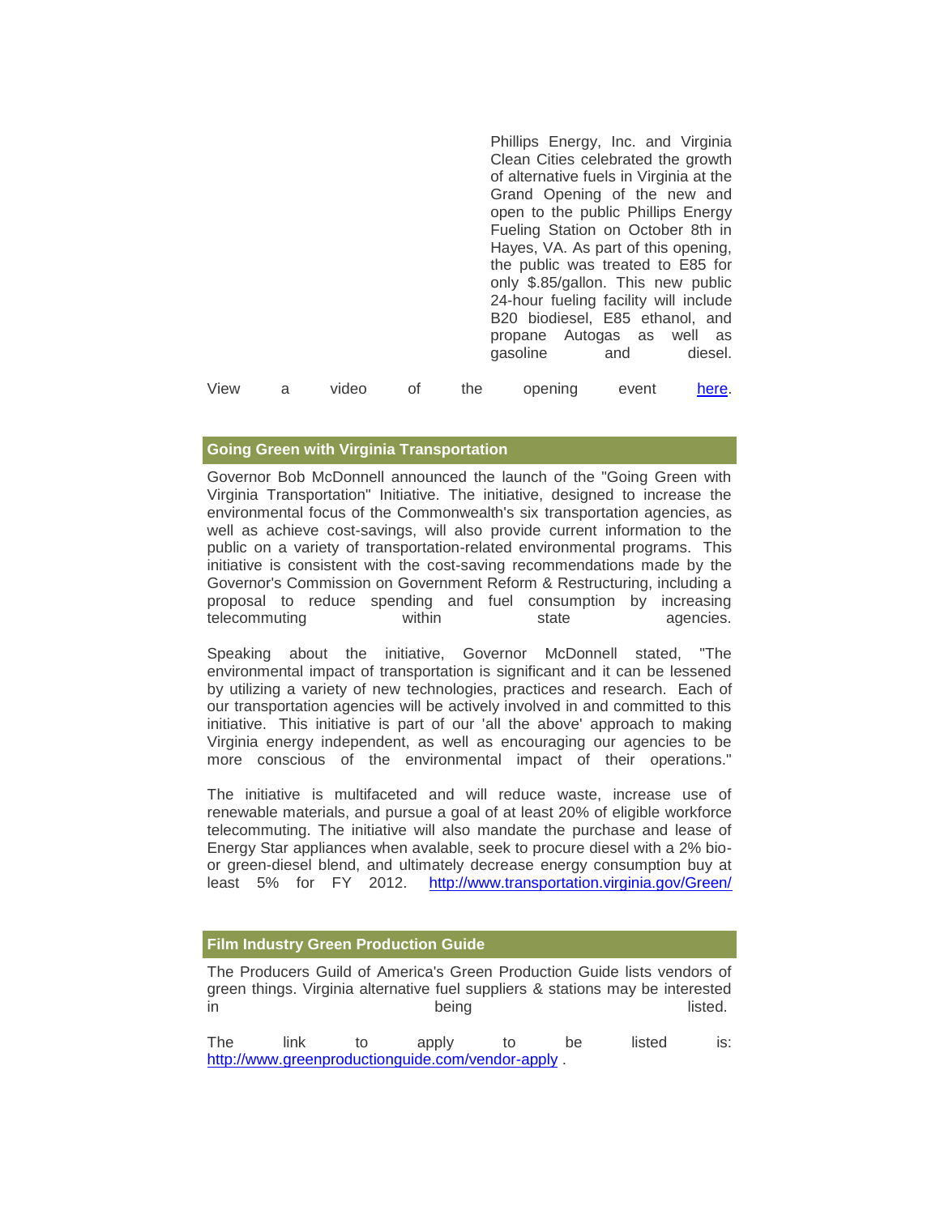Phillips Energy, Inc. and Virginia Clean Cities celebrated the growth of alternative fuels in Virginia at the Grand Opening of the new and open to the public Phillips Energy Fueling Station on October 8th in Hayes, VA. As part of this opening, the public was treated to E85 for only $.85/gallon. This new public 24-hour fueling facility will include B20 biodiesel, E85 ethanol, and propane Autogas as well as gasoline and diesel.

View a video of the opening event here.

## Going Green with Virginia Transportation

Governor Bob McDonnell announced the launch of the "Going Green with Virginia Transportation" Initiative. The initiative, designed to increase the environmental focus of the Commonwealth's six transportation agencies, as well as achieve cost-savings, will also provide current information to the public on a variety of transportation-related environmental programs. This initiative is consistent with the cost-saving recommendations made by the Governor's Commission on Government Reform & Restructuring, including a proposal to reduce spending and fuel consumption by increasing telecommuting within state agencies.

Speaking about the initiative, Governor McDonnell stated, "The environmental impact of transportation is significant and it can be lessened by utilizing a variety of new technologies, practices and research. Each of our transportation agencies will be actively involved in and committed to this initiative. This initiative is part of our 'all the above' approach to making Virginia energy independent, as well as encouraging our agencies to be more conscious of the environmental impact of their operations."

The initiative is multifaceted and will reduce waste, increase use of renewable materials, and pursue a goal of at least 20% of eligible workforce telecommuting. The initiative will also mandate the purchase and lease of Energy Star appliances when avalable, seek to procure diesel with a 2% bio- or green-diesel blend, and ultimately decrease energy consumption buy at least 5% for FY 2012. http://www.transportation.virginia.gov/Green/

## Film Industry Green Production Guide

The Producers Guild of America's Green Production Guide lists vendors of green things. Virginia alternative fuel suppliers & stations may be interested in being listed.

The link to apply to be listed is: http://www.greenproductionguide.com/vendor-apply .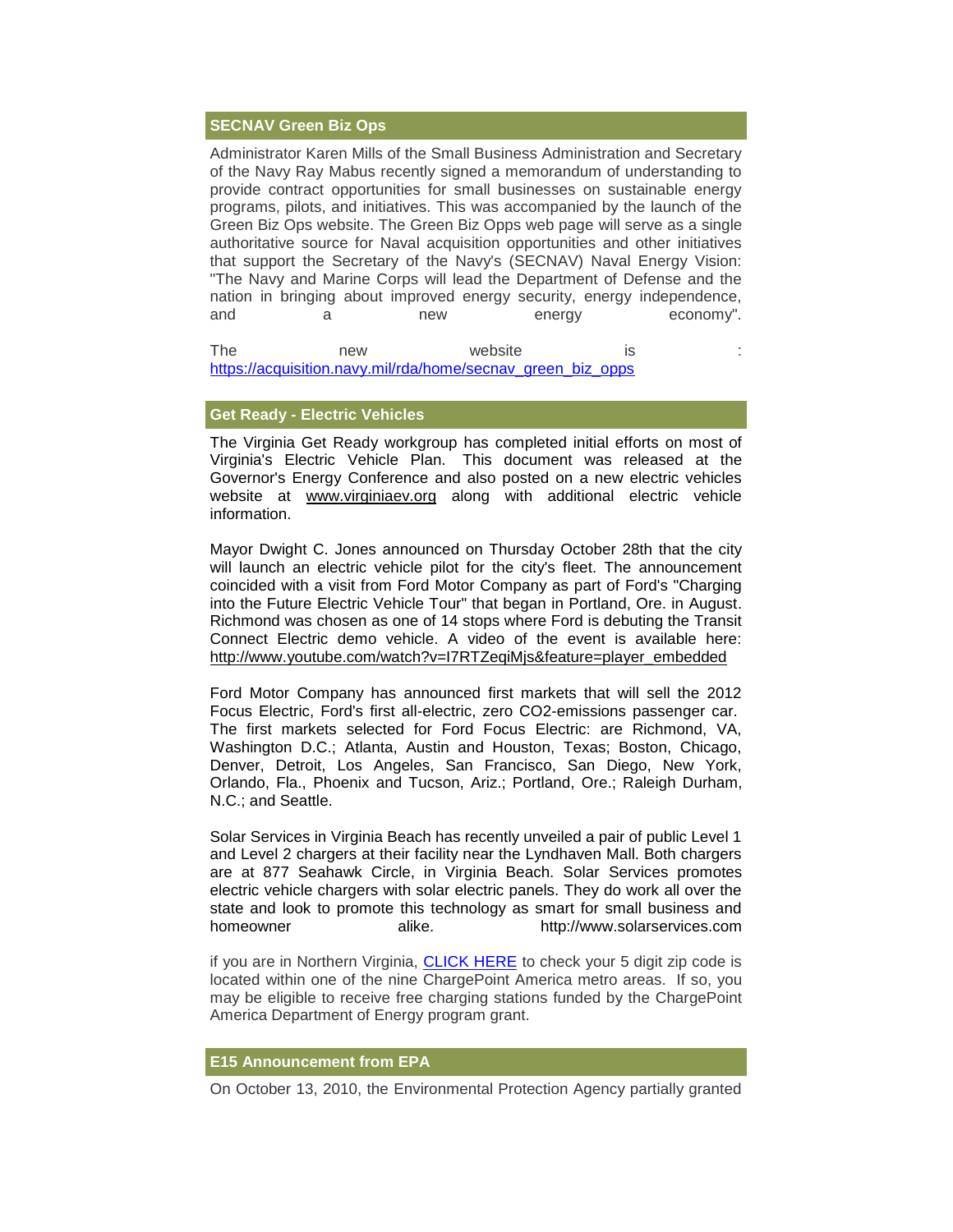## SECNAV Green Biz Ops

Administrator Karen Mills of the Small Business Administration and Secretary of the Navy Ray Mabus recently signed a memorandum of understanding to provide contract opportunities for small businesses on sustainable energy programs, pilots, and initiatives. This was accompanied by the launch of the Green Biz Ops website. The Green Biz Opps web page will serve as a single authoritative source for Naval acquisition opportunities and other initiatives that support the Secretary of the Navy's (SECNAV) Naval Energy Vision: "The Navy and Marine Corps will lead the Department of Defense and the nation in bringing about improved energy security, energy independence, and a new energy economy".

The new website is : [https://acquisition.navy.mil/rda/home/secnav_green_biz_opps](https://acquisition.navy.mil/rda/home/secnav_green_biz_opps)

## Get Ready - Electric Vehicles

The Virginia Get Ready workgroup has completed initial efforts on most of Virginia's Electric Vehicle Plan. This document was released at the Governor's Energy Conference and also posted on a new electric vehicles website at www.virginiaev.org along with additional electric vehicle information.

Mayor Dwight C. Jones announced on Thursday October 28th that the city will launch an electric vehicle pilot for the city's fleet. The announcement coincided with a visit from Ford Motor Company as part of Ford's "Charging into the Future Electric Vehicle Tour" that began in Portland, Ore. in August. Richmond was chosen as one of 14 stops where Ford is debuting the Transit Connect Electric demo vehicle. A video of the event is available here: http://www.youtube.com/watch?v=I7RTZeqiMjs&feature=player_embedded

Ford Motor Company has announced first markets that will sell the 2012 Focus Electric, Ford's first all-electric, zero CO2-emissions passenger car. The first markets selected for Ford Focus Electric: are Richmond, VA, Washington D.C.; Atlanta, Austin and Houston, Texas; Boston, Chicago, Denver, Detroit, Los Angeles, San Francisco, San Diego, New York, Orlando, Fla., Phoenix and Tucson, Ariz.; Portland, Ore.; Raleigh Durham, N.C.; and Seattle.

Solar Services in Virginia Beach has recently unveiled a pair of public Level 1 and Level 2 chargers at their facility near the Lyndhaven Mall. Both chargers are at 877 Seahawk Circle, in Virginia Beach. Solar Services promotes electric vehicle chargers with solar electric panels. They do work all over the state and look to promote this technology as smart for small business and homeowner alike. http://www.solarservices.com

if you are in Northern Virginia, CLICK HERE to check your 5 digit zip code is located within one of the nine ChargePoint America metro areas. If so, you may be eligible to receive free charging stations funded by the ChargePoint America Department of Energy program grant.

## E15 Announcement from EPA

On October 13, 2010, the Environmental Protection Agency partially granted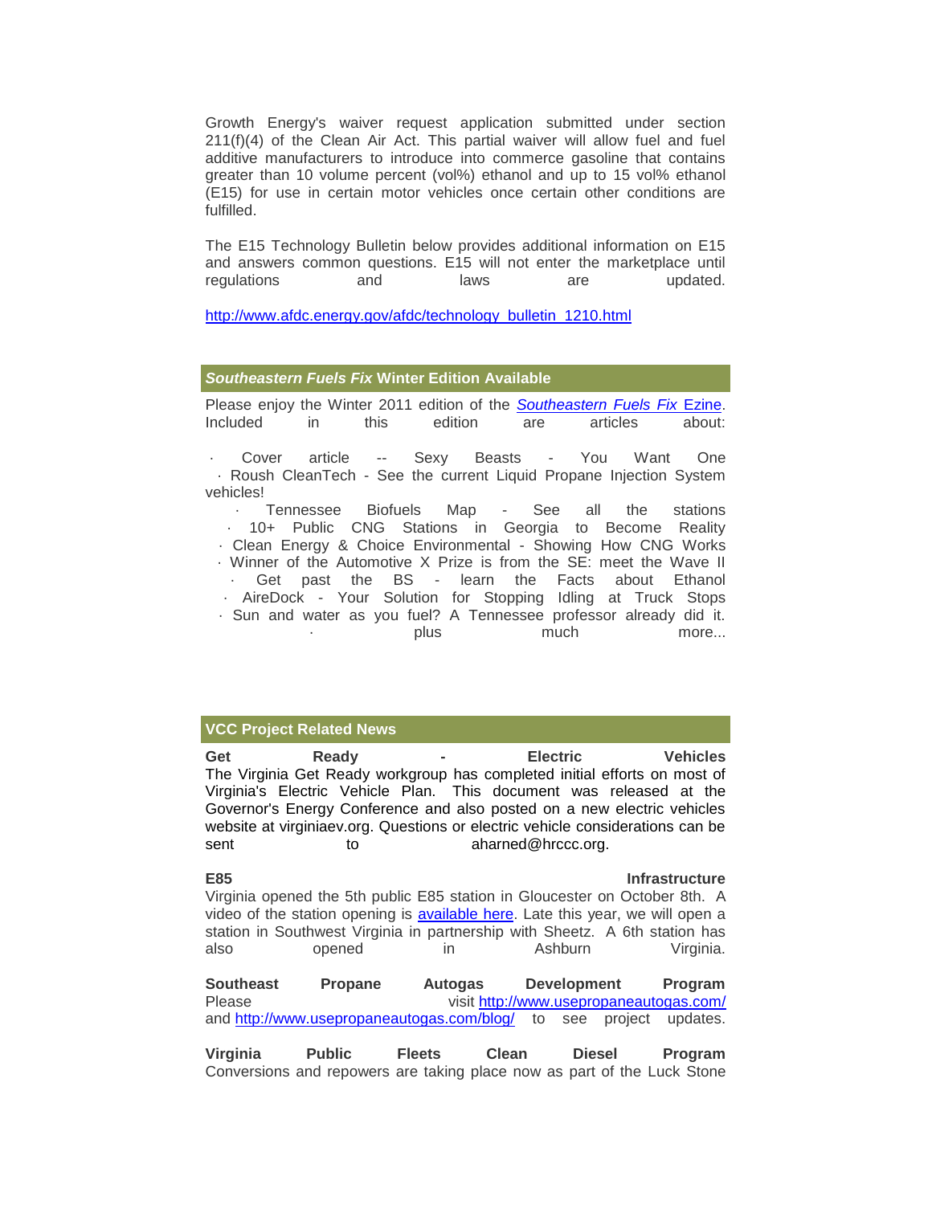Growth Energy's waiver request application submitted under section 211(f)(4) of the Clean Air Act. This partial waiver will allow fuel and fuel additive manufacturers to introduce into commerce gasoline that contains greater than 10 volume percent (vol%) ethanol and up to 15 vol% ethanol (E15) for use in certain motor vehicles once certain other conditions are fulfilled.

The E15 Technology Bulletin below provides additional information on E15 and answers common questions. E15 will not enter the marketplace until regulations and laws are updated.

http://www.afdc.energy.gov/afdc/technology_bulletin_1210.html

## *Southeastern Fuels Fix* Winter Edition Available

Please enjoy the Winter 2011 edition of the *Southeastern Fuels Fix* Ezine. Included in this edition are articles about:

- Cover article -- Sexy Beasts - You Want One
- Roush CleanTech - See the current Liquid Propane Injection System vehicles!
- Tennessee Biofuels Map - See all the stations
- 10+ Public CNG Stations in Georgia to Become Reality
- Clean Energy & Choice Environmental - Showing How CNG Works
- Winner of the Automotive X Prize is from the SE: meet the Wave II
- Get past the BS - learn the Facts about Ethanol
- AireDock - Your Solution for Stopping Idling at Truck Stops
- Sun and water as you fuel? A Tennessee professor already did it.
- plus much more...

## VCC Project Related News

**Get Ready - Electric Vehicles**

The Virginia Get Ready workgroup has completed initial efforts on most of Virginia's Electric Vehicle Plan. This document was released at the Governor's Energy Conference and also posted on a new electric vehicles website at virginiaev.org. Questions or electric vehicle considerations can be sent to aharned@hrccc.org.

**E85 Infrastructure**

Virginia opened the 5th public E85 station in Gloucester on October 8th. A video of the station opening is available here. Late this year, we will open a station in Southwest Virginia in partnership with Sheetz. A 6th station has also opened in Ashburn Virginia.

**Southeast Propane Autogas Development Program**

Please visit http://www.usepropaneautogas.com/ and http://www.usepropaneautogas.com/blog/ to see project updates.

**Virginia Public Fleets Clean Diesel Program**

Conversions and repowers are taking place now as part of the Luck Stone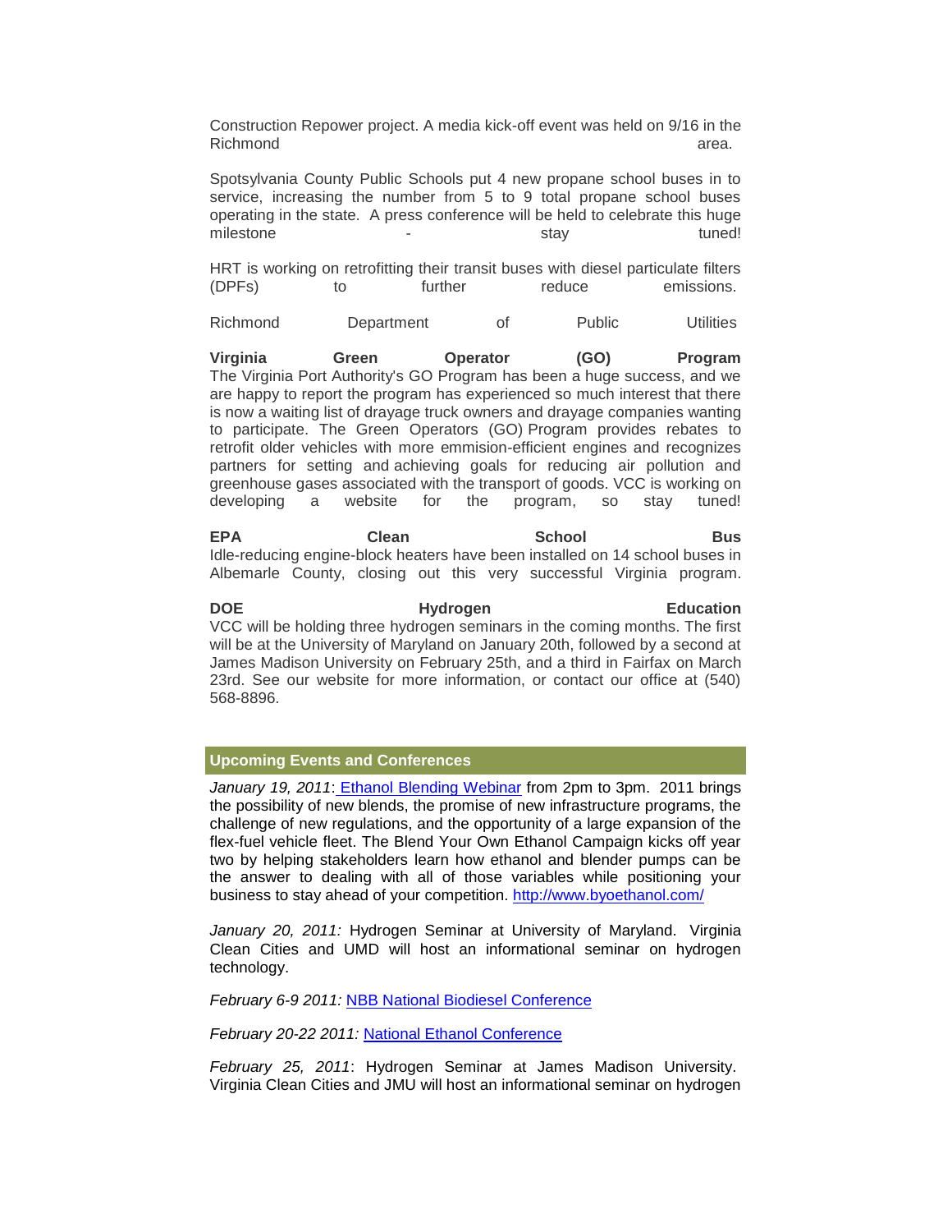Construction Repower project. A media kick-off event was held on 9/16 in the Richmond area.

Spotsylvania County Public Schools put 4 new propane school buses in to service, increasing the number from 5 to 9 total propane school buses operating in the state. A press conference will be held to celebrate this huge milestone - stay tuned!

HRT is working on retrofitting their transit buses with diesel particulate filters (DPFs) to further reduce emissions.

Richmond Department of Public Utilities

**Virginia Green Operator (GO) Program**
The Virginia Port Authority's GO Program has been a huge success, and we are happy to report the program has experienced so much interest that there is now a waiting list of drayage truck owners and drayage companies wanting to participate. The Green Operators (GO) Program provides rebates to retrofit older vehicles with more emmision-efficient engines and recognizes partners for setting and achieving goals for reducing air pollution and greenhouse gases associated with the transport of goods. VCC is working on developing a website for the program, so stay tuned!

**EPA Clean School Bus**
Idle-reducing engine-block heaters have been installed on 14 school buses in Albemarle County, closing out this very successful Virginia program.

**DOE Hydrogen Education**
VCC will be holding three hydrogen seminars in the coming months. The first will be at the University of Maryland on January 20th, followed by a second at James Madison University on February 25th, and a third in Fairfax on March 23rd. See our website for more information, or contact our office at (540) 568-8896.

## Upcoming Events and Conferences

*January 19, 2011*: Ethanol Blending Webinar from 2pm to 3pm. 2011 brings the possibility of new blends, the promise of new infrastructure programs, the challenge of new regulations, and the opportunity of a large expansion of the flex-fuel vehicle fleet. The Blend Your Own Ethanol Campaign kicks off year two by helping stakeholders learn how ethanol and blender pumps can be the answer to dealing with all of those variables while positioning your business to stay ahead of your competition. http://www.byoethanol.com/

*January 20, 2011:* Hydrogen Seminar at University of Maryland. Virginia Clean Cities and UMD will host an informational seminar on hydrogen technology.

*February 6-9 2011:* NBB National Biodiesel Conference

*February 20-22 2011:* National Ethanol Conference

*February 25, 2011*: Hydrogen Seminar at James Madison University. Virginia Clean Cities and JMU will host an informational seminar on hydrogen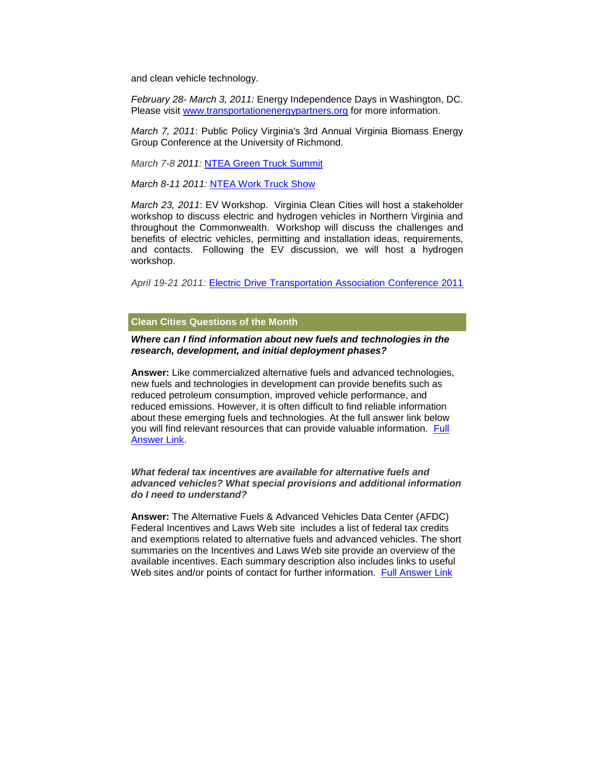and clean vehicle technology.

*February 28- March 3, 2011:* Energy Independence Days in Washington, DC. Please visit [www.transportationenergypartners.org](http://www.transportationenergypartners.org) for more information.

*March 7, 2011*: Public Policy Virginia's 3rd Annual Virginia Biomass Energy Group Conference at the University of Richmond.

*March 7-8 2011:* NTEA Green Truck Summit

*March 8-11 2011:* NTEA Work Truck Show

*March 23, 2011*: EV Workshop. Virginia Clean Cities will host a stakeholder workshop to discuss electric and hydrogen vehicles in Northern Virginia and throughout the Commonwealth. Workshop will discuss the challenges and benefits of electric vehicles, permitting and installation ideas, requirements, and contacts. Following the EV discussion, we will host a hydrogen workshop.

*April 19-21 2011:* Electric Drive Transportation Association Conference 2011

## Clean Cities Questions of the Month

***Where can I find information about new fuels and technologies in the research, development, and initial deployment phases?***

**Answer:** Like commercialized alternative fuels and advanced technologies, new fuels and technologies in development can provide benefits such as reduced petroleum consumption, improved vehicle performance, and reduced emissions. However, it is often difficult to find reliable information about these emerging fuels and technologies. At the full answer link below you will find relevant resources that can provide valuable information. Full Answer Link.

***What federal tax incentives are available for alternative fuels and advanced vehicles? What special provisions and additional information do I need to understand?***

**Answer:** The Alternative Fuels & Advanced Vehicles Data Center (AFDC) Federal Incentives and Laws Web site includes a list of federal tax credits and exemptions related to alternative fuels and advanced vehicles. The short summaries on the Incentives and Laws Web site provide an overview of the available incentives. Each summary description also includes links to useful Web sites and/or points of contact for further information. Full Answer Link